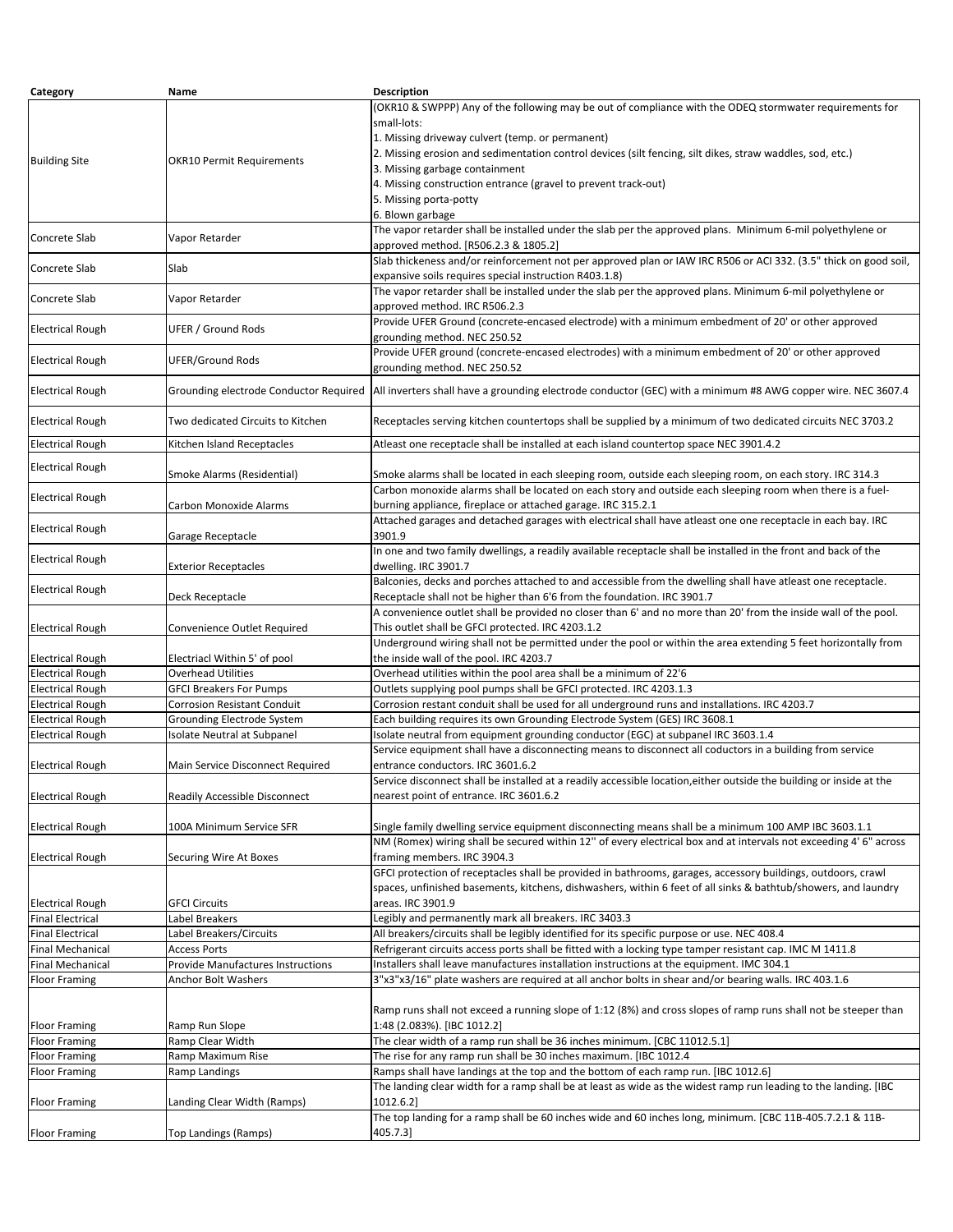| Category | Name | Description |
| --- | --- | --- |
| Building Site | OKR10 Permit Requirements | (OKR10 & SWPPP) Any of the following may be out of compliance with the ODEQ stormwater requirements for small-lots:<br>1. Missing driveway culvert (temp. or permanent)<br>2. Missing erosion and sedimentation control devices (silt fencing, silt dikes, straw waddles, sod, etc.)<br>3. Missing garbage containment<br>4. Missing construction entrance (gravel to prevent track-out)<br>5. Missing porta-potty<br>6. Blown garbage |
| Concrete Slab | Vapor Retarder | The vapor retarder shall be installed under the slab per the approved plans. Minimum 6-mil polyethylene or approved method. [R506.2.3 & 1805.2] |
| Concrete Slab | Slab | Slab thickeness and/or reinforcement not per approved plan or IAW IRC R506 or ACI 332. (3.5" thick on good soil, expansive soils requires special instruction R403.1.8) |
| Concrete Slab | Vapor Retarder | The vapor retarder shall be installed under the slab per the approved plans. Minimum 6-mil polyethylene or approved method. IRC R506.2.3 |
| Electrical Rough | UFER / Ground Rods | Provide UFER Ground (concrete-encased electrode) with a minimum embedment of 20' or other approved grounding method. NEC 250.52 |
| Electrical Rough | UFER/Ground Rods | Provide UFER ground (concrete-encased electrodes) with a minimum embedment of 20' or other approved grounding method. NEC 250.52 |
| Electrical Rough | Grounding electrode Conductor Required | All inverters shall have a grounding electrode conductor (GEC) with a minimum #8 AWG copper wire. NEC 3607.4 |
| Electrical Rough | Two dedicated Circuits to Kitchen | Receptacles serving kitchen countertops shall be supplied by a minimum of two dedicated circuits NEC 3703.2 |
| Electrical Rough | Kitchen Island Receptacles | Atleast one receptacle shall be installed at each island countertop space NEC 3901.4.2 |
| Electrical Rough | Smoke Alarms (Residential) | Smoke alarms shall be located in each sleeping room, outside each sleeping room, on each story. IRC 314.3 |
| Electrical Rough | Carbon Monoxide Alarms | Carbon monoxide alarms shall be located on each story and outside each sleeping room when there is a fuel-burning appliance, fireplace or attached garage. IRC 315.2.1 |
| Electrical Rough | Garage Receptacle | Attached garages and detached garages with electrical shall have atleast one one receptacle in each bay. IRC 3901.9 |
| Electrical Rough | Exterior Receptacles | In one and two family dwellings, a readily available receptacle shall be installed in the front and back of the dwelling. IRC 3901.7 |
| Electrical Rough | Deck Receptacle | Balconies, decks and porches attached to and accessible from the dwelling shall have atleast one receptacle. Receptacle shall not be higher than 6'6 from the foundation. IRC 3901.7 |
| Electrical Rough | Convenience Outlet Required | A convenience outlet shall be provided no closer than 6' and no more than 20' from the inside wall of the pool. This outlet shall be GFCI protected. IRC 4203.1.2 |
| Electrical Rough | Electriacl Within 5' of pool | Underground wiring shall not be permitted under the pool or within the area extending 5 feet horizontally from the inside wall of the pool. IRC 4203.7 |
| Electrical Rough | Overhead Utilities | Overhead utilities within the pool area shall be a minimum of 22'6 |
| Electrical Rough | GFCI Breakers For Pumps | Outlets supplying pool pumps shall be GFCI protected. IRC 4203.1.3 |
| Electrical Rough | Corrosion Resistant Conduit | Corrosion restant conduit shall be used for all underground runs and installations. IRC 4203.7 |
| Electrical Rough | Grounding Electrode System | Each building requires its own Grounding Electrode System (GES) IRC 3608.1 |
| Electrical Rough | Isolate Neutral at Subpanel | Isolate neutral from equipment grounding conductor (EGC) at subpanel IRC 3603.1.4 |
| Electrical Rough | Main Service Disconnect Required | Service equipment shall have a disconnecting means to disconnect all coductors in a building from service entrance conductors. IRC 3601.6.2 |
| Electrical Rough | Readily Accessible Disconnect | Service disconnect shall be installed at a readily accessible location,either outside the building or inside at the nearest point of entrance. IRC 3601.6.2 |
| Electrical Rough | 100A Minimum Service SFR | Single family dwelling service equipment disconnecting means shall be a minimum 100 AMP IBC 3603.1.1 |
| Electrical Rough | Securing Wire At Boxes | NM (Romex) wiring shall be secured within 12" of every electrical box and at intervals not exceeding 4' 6" across framing members. IRC 3904.3 |
| Electrical Rough | GFCI Circuits | GFCI protection of receptacles shall be provided in bathrooms, garages, accessory buildings, outdoors, crawl spaces, unfinished basements, kitchens, dishwashers, within 6 feet of all sinks & bathtub/showers, and laundry areas. IRC 3901.9 |
| Final Electrical | Label Breakers | Legibly and permanently mark all breakers. IRC 3403.3 |
| Final Electrical | Label Breakers/Circuits | All breakers/circuits shall be legibly identified for its specific purpose or use. NEC 408.4 |
| Final Mechanical | Access Ports | Refrigerant circuits access ports shall be fitted with a locking type tamper resistant cap. IMC M 1411.8 |
| Final Mechanical | Provide Manufactures Instructions | Installers shall leave manufactures installation instructions at the equipment. IMC 304.1 |
| Floor Framing | Anchor Bolt Washers | 3"x3"x3/16" plate washers are required at all anchor bolts in shear and/or bearing walls. IRC 403.1.6 |
| Floor Framing | Ramp Run Slope | Ramp runs shall not exceed a running slope of 1:12 (8%) and cross slopes of ramp runs shall not be steeper than 1:48 (2.083%). [IBC 1012.2] |
| Floor Framing | Ramp Clear Width | The clear width of a ramp run shall be 36 inches minimum. [CBC 11012.5.1] |
| Floor Framing | Ramp Maximum Rise | The rise for any ramp run shall be 30 inches maximum. [IBC 1012.4 |
| Floor Framing | Ramp Landings | Ramps shall have landings at the top and the bottom of each ramp run. [IBC 1012.6] |
| Floor Framing | Landing Clear Width (Ramps) | The landing clear width for a ramp shall be at least as wide as the widest ramp run leading to the landing. [IBC 1012.6.2] |
| Floor Framing | Top Landings (Ramps) | The top landing for a ramp shall be 60 inches wide and 60 inches long, minimum. [CBC 11B-405.7.2.1 & 11B-405.7.3] |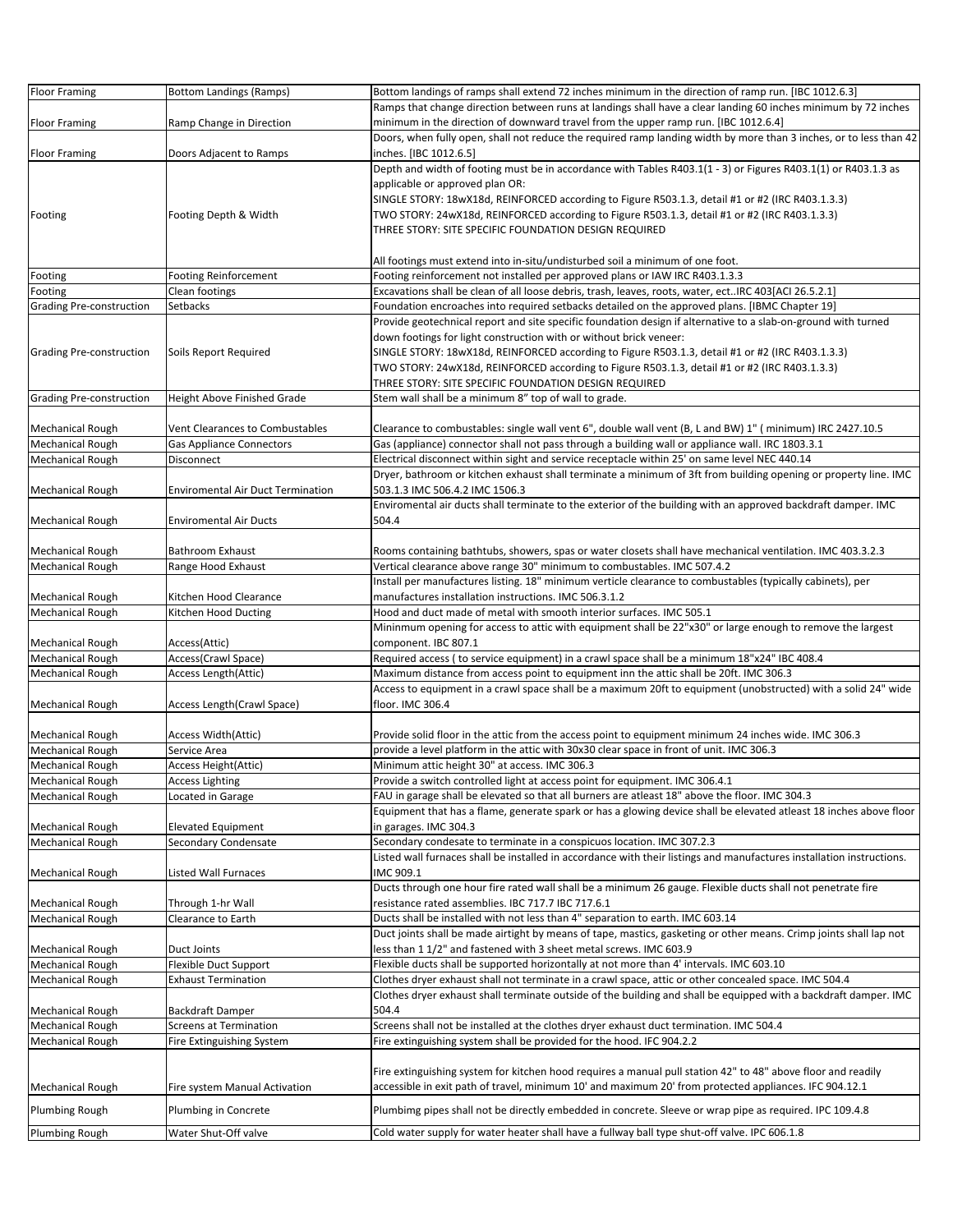| Floor Framing | Bottom Landings (Ramps) | Bottom landings of ramps shall extend 72 inches minimum in the direction of ramp run. [IBC 1012.6.3] |
|---|---|---|
| Floor Framing | Ramp Change in Direction | Ramps that change direction between runs at landings shall have a clear landing 60 inches minimum by 72 inches minimum in the direction of downward travel from the upper ramp run. [IBC 1012.6.4] |
| Floor Framing | Doors Adjacent to Ramps | Doors, when fully open, shall not reduce the required ramp landing width by more than 3 inches, or to less than 42 inches. [IBC 1012.6.5] |
| Footing | Footing Depth & Width | Depth and width of footing must be in accordance with Tables R403.1(1 - 3) or Figures R403.1(1) or R403.1.3 as applicable or approved plan OR:<br>SINGLE STORY: 18wX18d, REINFORCED according to Figure R503.1.3, detail #1 or #2 (IRC R403.1.3.3)<br>TWO STORY: 24wX18d, REINFORCED according to Figure R503.1.3, detail #1 or #2 (IRC R403.1.3.3)<br>THREE STORY: SITE SPECIFIC FOUNDATION DESIGN REQUIRED<br><br>All footings must extend into in-situ/undisturbed soil a minimum of one foot. |
| Footing | Footing Reinforcement | Footing reinforcement not installed per approved plans or IAW IRC R403.1.3.3 |
| Footing | Clean footings | Excavations shall be clean of all loose debris, trash, leaves, roots, water, ect..IRC 403[ACI 26.5.2.1] |
| Grading Pre-construction | Setbacks | Foundation encroaches into required setbacks detailed on the approved plans. [IBMC Chapter 19] |
| Grading Pre-construction | Soils Report Required | Provide geotechnical report and site specific foundation design if alternative to a slab-on-ground with turned down footings for light construction with or without brick veneer:<br>SINGLE STORY: 18wX18d, REINFORCED according to Figure R503.1.3, detail #1 or #2 (IRC R403.1.3.3)<br>TWO STORY: 24wX18d, REINFORCED according to Figure R503.1.3, detail #1 or #2 (IRC R403.1.3.3)<br>THREE STORY: SITE SPECIFIC FOUNDATION DESIGN REQUIRED |
| Grading Pre-construction | Height Above Finished Grade | Stem wall shall be a minimum 8" top of wall to grade. |
| Mechanical Rough | Vent Clearances to Combustables | Clearance to combustables: single wall vent 6", double wall vent (B, L and BW) 1" ( minimum) IRC 2427.10.5 |
| Mechanical Rough | Gas Appliance Connectors | Gas (appliance) connector shall not pass through a building wall or appliance wall. IRC 1803.3.1 |
| Mechanical Rough | Disconnect | Electrical disconnect within sight and service receptacle within 25' on same level NEC 440.14 |
| Mechanical Rough | Enviromental Air Duct Termination | Dryer, bathroom or kitchen exhaust shall terminate a minimum of 3ft from building opening or property line. IMC 503.1.3 IMC 506.4.2 IMC 1506.3 |
| Mechanical Rough | Enviromental Air Ducts | Enviromental air ducts shall terminate to the exterior of the building with an approved backdraft damper. IMC 504.4 |
| Mechanical Rough | Bathroom Exhaust | Rooms containing bathtubs, showers, spas or water closets shall have mechanical ventilation. IMC 403.3.2.3 |
| Mechanical Rough | Range Hood Exhaust | Vertical clearance above range 30" minimum to combustables. IMC 507.4.2 |
| Mechanical Rough | Kitchen Hood Clearance | Install per manufactures listing. 18" minimum verticle clearance to combustables (typically cabinets), per manufactures installation instructions. IMC 506.3.1.2 |
| Mechanical Rough | Kitchen Hood Ducting | Hood and duct made of metal with smooth interior surfaces. IMC 505.1 |
| Mechanical Rough | Access(Attic) | Mininmum opening for access to attic with equipment shall be 22"x30" or large enough to remove the largest component. IBC 807.1 |
| Mechanical Rough | Access(Crawl Space) | Required access ( to service equipment) in a crawl space shall be a minimum 18"x24" IBC 408.4 |
| Mechanical Rough | Access Length(Attic) | Maximum distance from access point to equipment inn the attic shall be 20ft. IMC 306.3 |
| Mechanical Rough | Access Length(Crawl Space) | Access to equipment in a crawl space shall be a maximum 20ft to equipment (unobstructed) with a solid 24" wide floor. IMC 306.4 |
| Mechanical Rough | Access Width(Attic) | Provide solid floor in the attic from the access point to equipment minimum 24 inches wide. IMC 306.3 |
| Mechanical Rough | Service Area | provide a level platform in the attic with 30x30 clear space in front of unit. IMC 306.3 |
| Mechanical Rough | Access Height(Attic) | Minimum attic height 30" at access. IMC 306.3 |
| Mechanical Rough | Access Lighting | Provide a switch controlled light at access point for equipment. IMC 306.4.1 |
| Mechanical Rough | Located in Garage | FAU in garage shall be elevated so that all burners are atleast 18" above the floor. IMC 304.3 |
| Mechanical Rough | Elevated Equipment | Equipment that has a flame, generate spark or has a glowing device shall be elevated atleast 18 inches above floor in garages. IMC 304.3 |
| Mechanical Rough | Secondary Condensate | Secondary condesate to terminate in a conspicuos location. IMC 307.2.3 |
| Mechanical Rough | Listed Wall Furnaces | Listed wall furnaces shall be installed in accordance with their listings and manufactures installation instructions. IMC 909.1 |
| Mechanical Rough | Through 1-hr Wall | Ducts through one hour fire rated wall shall be a minimum 26 gauge. Flexible ducts shall not penetrate fire resistance rated assemblies. IBC 717.7 IBC 717.6.1 |
| Mechanical Rough | Clearance to Earth | Ducts shall be installed with not less than 4" separation to earth. IMC 603.14 |
| Mechanical Rough | Duct Joints | Duct joints shall be made airtight by means of tape, mastics, gasketing or other means. Crimp joints shall lap not less than 1 1/2" and fastened with 3 sheet metal screws. IMC 603.9 |
| Mechanical Rough | Flexible Duct Support | Flexible ducts shall be supported horizontally at not more than 4' intervals. IMC 603.10 |
| Mechanical Rough | Exhaust Termination | Clothes dryer exhaust shall not terminate in a crawl space, attic or other concealed space. IMC 504.4 |
| Mechanical Rough | Backdraft Damper | Clothes dryer exhaust shall terminate outside of the building and shall be equipped with a backdraft damper. IMC 504.4 |
| Mechanical Rough | Screens at Termination | Screens shall not be installed at the clothes dryer exhaust duct termination. IMC 504.4 |
| Mechanical Rough | Fire Extinguishing System | Fire extinguishing system shall be provided for the hood. IFC 904.2.2 |
| Mechanical Rough | Fire system Manual Activation | Fire extinguishing system for kitchen hood requires a manual pull station 42" to 48" above floor and readily accessible in exit path of travel, minimum 10' and maximum 20' from protected appliances. IFC 904.12.1 |
| Plumbing Rough | Plumbing in Concrete | Plumbimg pipes shall not be directly embedded in concrete. Sleeve or wrap pipe as required. IPC 109.4.8 |
| Plumbing Rough | Water Shut-Off valve | Cold water supply for water heater shall have a fullway ball type shut-off valve. IPC 606.1.8 |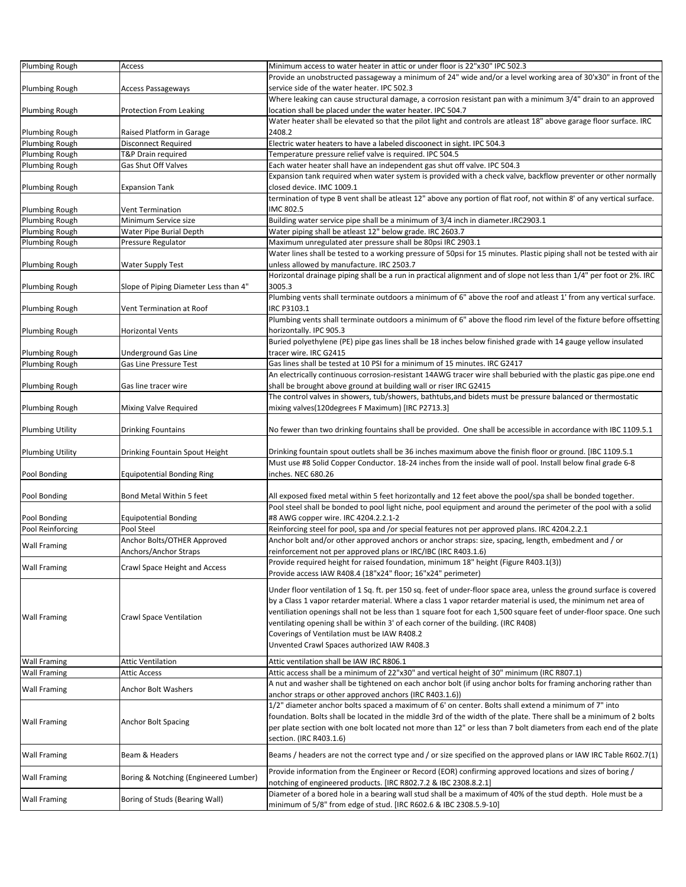| Plumbing Rough | Access | Minimum access to water heater in attic or under floor is 22"x30" IPC 502.3 |
|---|---|---|
| Plumbing Rough | Access Passageways | Provide an unobstructed passageway a minimum of 24" wide and/or a level working area of 30'x30" in front of the service side of the water heater. IPC 502.3 |
| Plumbing Rough | Protection From Leaking | Where leaking can cause structural damage, a corrosion resistant pan with a minimum 3/4" drain to an approved location shall be placed under the water heater. IPC 504.7 |
| Plumbing Rough | Raised Platform in Garage | Water heater shall be elevated so that the pilot light and controls are atleast 18" above garage floor surface. IRC 2408.2 |
| Plumbing Rough | Disconnect Required | Electric water heaters to have a labeled discoonect in sight. IPC 504.3 |
| Plumbing Rough | T&P Drain required | Temperature pressure relief valve is required. IPC 504.5 |
| Plumbing Rough | Gas Shut Off Valves | Each water heater shall have an independent gas shut off valve. IPC 504.3 |
| Plumbing Rough | Expansion Tank | Expansion tank required when water system is provided with a check valve, backflow preventer or other normally closed device. IMC 1009.1 |
| Plumbing Rough | Vent Termination | termination of type B vent shall be atleast 12" above any portion of flat roof, not within 8' of any vertical surface. IMC 802.5 |
| Plumbing Rough | Minimum Service size | Building water service pipe shall be a minimum of 3/4 inch in diameter.IRC2903.1 |
| Plumbing Rough | Water Pipe Burial Depth | Water piping shall be atleast 12" below grade. IRC 2603.7 |
| Plumbing Rough | Pressure Regulator | Maximum unregulated ater pressure shall be 80psi IRC 2903.1 |
| Plumbing Rough | Water Supply Test | Water lines shall be tested to a working pressure of 50psi for 15 minutes. Plastic piping shall not be tested with air unless allowed by manufacture. IRC 2503.7 |
| Plumbing Rough | Slope of Piping Diameter Less than 4" | Horizontal drainage piping shall be a run in practical alignment and of slope not less than 1/4" per foot or 2%. IRC 3005.3 |
| Plumbing Rough | Vent Termination at Roof | Plumbing vents shall terminate outdoors a minimum of 6" above the roof and atleast 1' from any vertical surface. IRC P3103.1 |
| Plumbing Rough | Horizontal Vents | Plumbing vents shall terminate outdoors a minimum of 6" above the flood rim level of the fixture before offsetting horizontally. IPC 905.3 |
| Plumbing Rough | Underground Gas Line | Buried polyethylene (PE) pipe gas lines shall be 18 inches below finished grade with 14 gauge yellow insulated tracer wire. IRC G2415 |
| Plumbing Rough | Gas Line Pressure Test | Gas lines shall be tested at 10 PSI for a minimum of 15 minutes. IRC G2417 |
| Plumbing Rough | Gas line tracer wire | An electrically continuous corrosion-resistant 14AWG tracer wire shall beburied with the plastic gas pipe.one end shall be brought above ground at building wall or riser IRC G2415 |
| Plumbing Rough | Mixing Valve Required | The control valves in showers, tub/showers, bathtubs,and bidets must be pressure balanced or thermostatic mixing valves(120degrees F Maximum) [IRC P2713.3] |
| Plumbing Utility | Drinking Fountains | No fewer than two drinking fountains shall be provided. One shall be accessible in accordance with IBC 1109.5.1 |
| Plumbing Utility | Drinking Fountain Spout Height | Drinking fountain spout outlets shall be 36 inches maximum above the finish floor or ground. [IBC 1109.5.1 |
| Pool Bonding | Equipotential Bonding Ring | Must use #8 Solid Copper Conductor. 18-24 inches from the inside wall of pool. Install below final grade 6-8 inches. NEC 680.26 |
| Pool Bonding | Bond Metal Within 5 feet | All exposed fixed metal within 5 feet horizontally and 12 feet above the pool/spa shall be bonded together. |
| Pool Bonding | Equipotential Bonding | Pool steel shall be bonded to pool light niche, pool equipment and around the perimeter of the pool with a solid #8 AWG copper wire. IRC 4204.2.2.1-2 |
| Pool Reinforcing | Pool Steel | Reinforcing steel for pool, spa and /or special features not per approved plans. IRC 4204.2.2.1 |
| Wall Framing | Anchor Bolts/OTHER Approved Anchors/Anchor Straps | Anchor bolt and/or other approved anchors or anchor straps: size, spacing, length, embedment and / or reinforcement not per approved plans or IRC/IBC (IRC R403.1.6) |
| Wall Framing | Crawl Space Height and Access | Provide required height for raised foundation, minimum 18" height (Figure R403.1(3))<br>Provide access IAW R408.4 (18"x24" floor; 16"x24" perimeter) |
| Wall Framing | Crawl Space Ventilation | Under floor ventilation of 1 Sq. ft. per 150 sq. feet of under-floor space area, unless the ground surface is covered by a Class 1 vapor retarder material. Where a class 1 vapor retarder material is used, the minimum net area of ventiliation openings shall not be less than 1 square foot for each 1,500 square feet of under-floor space. One such ventilating opening shall be within 3' of each corner of the building. (IRC R408)<br>Coverings of Ventilation must be IAW R408.2<br>Unvented Crawl Spaces authorized IAW R408.3 |
| Wall Framing | Attic Ventilation | Attic ventilation shall be IAW IRC R806.1 |
| Wall Framing | Attic Access | Attic access shall be a minimum of 22"x30" and vertical height of 30" minimum (IRC R807.1) |
| Wall Framing | Anchor Bolt Washers | A nut and washer shall be tightened on each anchor bolt (if using anchor bolts for framing anchoring rather than anchor straps or other approved anchors (IRC R403.1.6)) |
| Wall Framing | Anchor Bolt Spacing | 1/2" diameter anchor bolts spaced a maximum of 6' on center. Bolts shall extend a minimum of 7" into foundation. Bolts shall be located in the middle 3rd of the width of the plate. There shall be a minimum of 2 bolts per plate section with one bolt located not more than 12" or less than 7 bolt diameters from each end of the plate section. (IRC R403.1.6) |
| Wall Framing | Beam & Headers | Beams / headers are not the correct type and / or size specified on the approved plans or IAW IRC Table R602.7(1) |
| Wall Framing | Boring & Notching (Engineered Lumber) | Provide information from the Engineer or Record (EOR) confirming approved locations and sizes of boring / notching of engineered products. [IRC R802.7.2 & IBC 2308.8.2.1] |
| Wall Framing | Boring of Studs (Bearing Wall) | Diameter of a bored hole in a bearing wall stud shall be a maximum of 40% of the stud depth. Hole must be a minimum of 5/8" from edge of stud. [IRC R602.6 & IBC 2308.5.9-10] |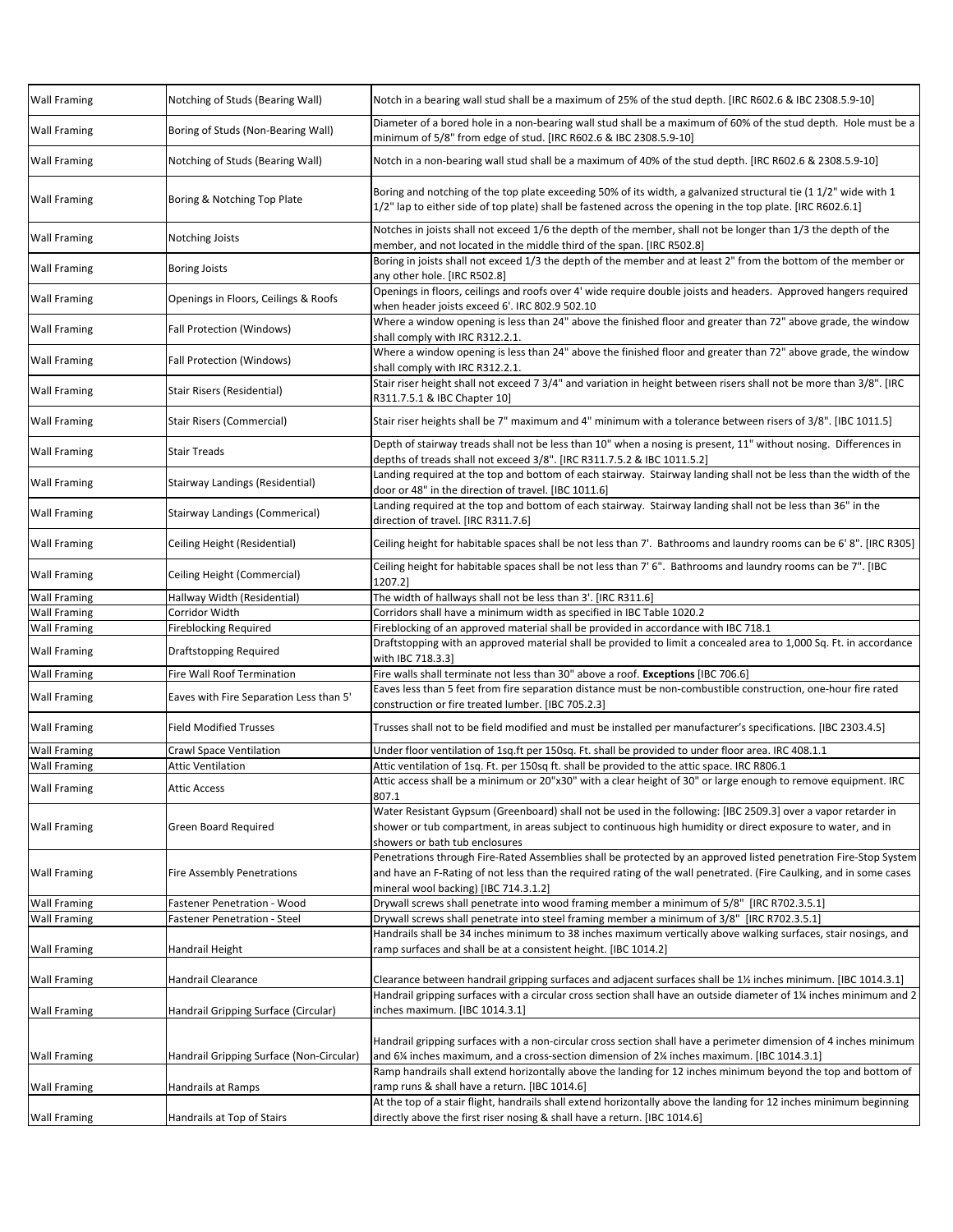| | | |
|---|---|---|
| Wall Framing | Notching of Studs (Bearing Wall) | Notch in a bearing wall stud shall be a maximum of 25% of the stud depth. [IRC R602.6 & IBC 2308.5.9-10] |
| Wall Framing | Boring of Studs (Non-Bearing Wall) | Diameter of a bored hole in a non-bearing wall stud shall be a maximum of 60% of the stud depth. Hole must be a minimum of 5/8" from edge of stud. [IRC R602.6 & IBC 2308.5.9-10] |
| Wall Framing | Notching of Studs (Bearing Wall) | Notch in a non-bearing wall stud shall be a maximum of 40% of the stud depth. [IRC R602.6 & 2308.5.9-10] |
| Wall Framing | Boring & Notching Top Plate | Boring and notching of the top plate exceeding 50% of its width, a galvanized structural tie (1 1/2" wide with 1 1/2" lap to either side of top plate) shall be fastened across the opening in the top plate. [IRC R602.6.1] |
| Wall Framing | Notching Joists | Notches in joists shall not exceed 1/6 the depth of the member, shall not be longer than 1/3 the depth of the member, and not located in the middle third of the span. [IRC R502.8] |
| Wall Framing | Boring Joists | Boring in joists shall not exceed 1/3 the depth of the member and at least 2" from the bottom of the member or any other hole. [IRC R502.8] |
| Wall Framing | Openings in Floors, Ceilings & Roofs | Openings in floors, ceilings and roofs over 4' wide require double joists and headers. Approved hangers required when header joists exceed 6'. IRC 802.9 502.10 |
| Wall Framing | Fall Protection (Windows) | Where a window opening is less than 24" above the finished floor and greater than 72" above grade, the window shall comply with IRC R312.2.1. |
| Wall Framing | Fall Protection (Windows) | Where a window opening is less than 24" above the finished floor and greater than 72" above grade, the window shall comply with IRC R312.2.1. |
| Wall Framing | Stair Risers (Residential) | Stair riser height shall not exceed 7 3/4" and variation in height between risers shall not be more than 3/8". [IRC R311.7.5.1 & IBC Chapter 10] |
| Wall Framing | Stair Risers (Commercial) | Stair riser heights shall be 7" maximum and 4" minimum with a tolerance between risers of 3/8". [IBC 1011.5] |
| Wall Framing | Stair Treads | Depth of stairway treads shall not be less than 10" when a nosing is present, 11" without nosing. Differences in depths of treads shall not exceed 3/8". [IRC R311.7.5.2 & IBC 1011.5.2] |
| Wall Framing | Stairway Landings (Residential) | Landing required at the top and bottom of each stairway. Stairway landing shall not be less than the width of the door or 48" in the direction of travel. [IBC 1011.6] |
| Wall Framing | Stairway Landings (Commerical) | Landing required at the top and bottom of each stairway. Stairway landing shall not be less than 36" in the direction of travel. [IRC R311.7.6] |
| Wall Framing | Ceiling Height (Residential) | Ceiling height for habitable spaces shall be not less than 7'. Bathrooms and laundry rooms can be 6' 8". [IRC R305] |
| Wall Framing | Ceiling Height (Commercial) | Ceiling height for habitable spaces shall be not less than 7' 6". Bathrooms and laundry rooms can be 7". [IBC 1207.2] |
| Wall Framing | Hallway Width (Residential) | The width of hallways shall not be less than 3'. [IRC R311.6] |
| Wall Framing | Corridor Width | Corridors shall have a minimum width as specified in IBC Table 1020.2 |
| Wall Framing | Fireblocking Required | Fireblocking of an approved material shall be provided in accordance with IBC 718.1 |
| Wall Framing | Draftstopping Required | Draftstopping with an approved material shall be provided to limit a concealed area to 1,000 Sq. Ft. in accordance with IBC 718.3.3] |
| Wall Framing | Fire Wall Roof Termination | Fire walls shall terminate not less than 30" above a roof. **Exceptions** [IBC 706.6] |
| Wall Framing | Eaves with Fire Separation Less than 5' | Eaves less than 5 feet from fire separation distance must be non-combustible construction, one-hour fire rated construction or fire treated lumber. [IBC 705.2.3] |
| Wall Framing | Field Modified Trusses | Trusses shall not to be field modified and must be installed per manufacturer's specifications. [IBC 2303.4.5] |
| Wall Framing | Crawl Space Ventilation | Under floor ventilation of 1sq.ft per 150sq. Ft. shall be provided to under floor area. IRC 408.1.1 |
| Wall Framing | Attic Ventilation | Attic ventilation of 1sq. Ft. per 150sq ft. shall be provided to the attic space. IRC R806.1 |
| Wall Framing | Attic Access | Attic access shall be a minimum or 20"x30" with a clear height of 30" or large enough to remove equipment. IRC 807.1 |
| Wall Framing | Green Board Required | Water Resistant Gypsum (Greenboard) shall not be used in the following: [IBC 2509.3] over a vapor retarder in shower or tub compartment, in areas subject to continuous high humidity or direct exposure to water, and in showers or bath tub enclosures |
| Wall Framing | Fire Assembly Penetrations | Penetrations through Fire-Rated Assemblies shall be protected by an approved listed penetration Fire-Stop System and have an F-Rating of not less than the required rating of the wall penetrated. (Fire Caulking, and in some cases mineral wool backing) [IBC 714.3.1.2] |
| Wall Framing | Fastener Penetration - Wood | Drywall screws shall penetrate into wood framing member a minimum of 5/8" [IRC R702.3.5.1] |
| Wall Framing | Fastener Penetration - Steel | Drywall screws shall penetrate into steel framing member a minimum of 3/8" [IRC R702.3.5.1] |
| Wall Framing | Handrail Height | Handrails shall be 34 inches minimum to 38 inches maximum vertically above walking surfaces, stair nosings, and ramp surfaces and shall be at a consistent height. [IBC 1014.2] |
| Wall Framing | Handrail Clearance | Clearance between handrail gripping surfaces and adjacent surfaces shall be 1½ inches minimum. [IBC 1014.3.1] |
| Wall Framing | Handrail Gripping Surface (Circular) | Handrail gripping surfaces with a circular cross section shall have an outside diameter of 1¼ inches minimum and 2 inches maximum. [IBC 1014.3.1] |
| Wall Framing | Handrail Gripping Surface (Non-Circular) | Handrail gripping surfaces with a non-circular cross section shall have a perimeter dimension of 4 inches minimum and 6¼ inches maximum, and a cross-section dimension of 2¼ inches maximum. [IBC 1014.3.1] |
| Wall Framing | Handrails at Ramps | Ramp handrails shall extend horizontally above the landing for 12 inches minimum beyond the top and bottom of ramp runs & shall have a return. [IBC 1014.6] |
| Wall Framing | Handrails at Top of Stairs | At the top of a stair flight, handrails shall extend horizontally above the landing for 12 inches minimum beginning directly above the first riser nosing & shall have a return. [IBC 1014.6] |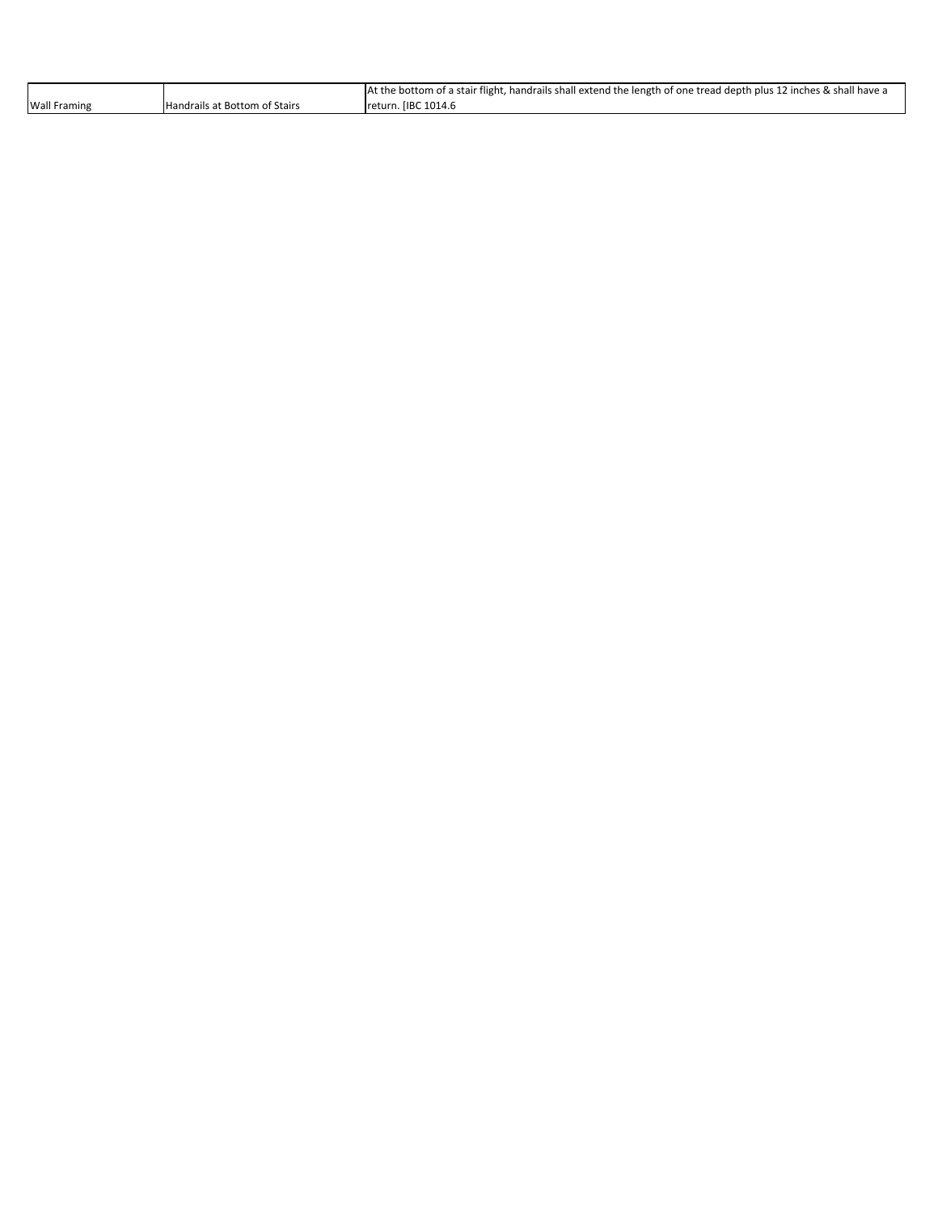| | | |
|---|---|---|
| Wall Framing | Handrails at Bottom of Stairs | At the bottom of a stair flight, handrails shall extend the length of one tread depth plus 12 inches & shall have a return. [IBC 1014.6 |